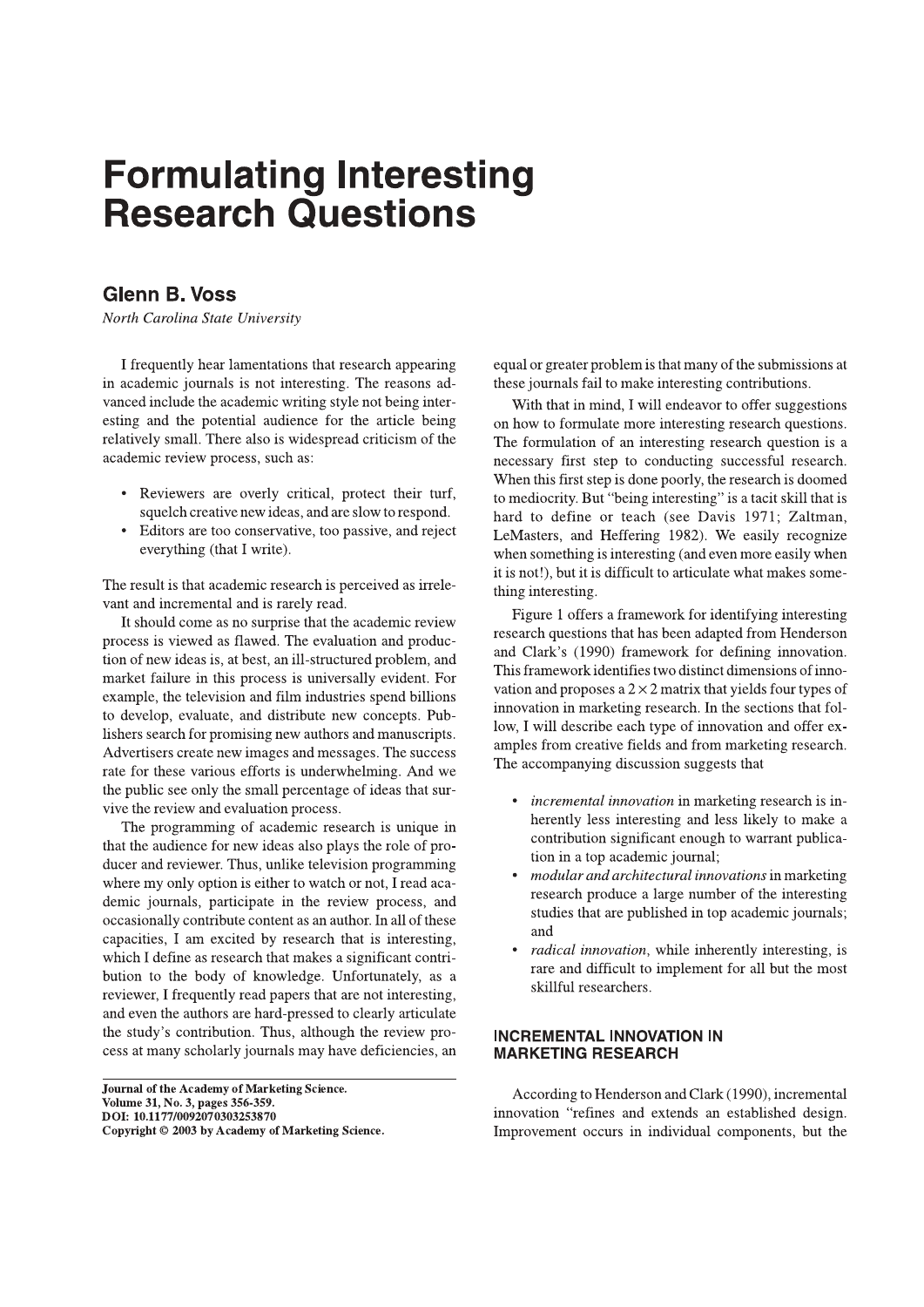# Formulating Interesting Research Questions

## Glenn B. Voss

*North Carolina State University*

I frequently hear lamentations that research appearing in academic journals is not interesting. The reasons advanced include the academic writing style not being interesting and the potential audience for the article being relatively small. There also is widespread criticism of the academic review process, such as:

- Reviewers are overly critical, protect their turf, squelch creative new ideas, and are slow to respond.
- Editors are too conservative, too passive, and reject everything (that I write).

The result is that academic research is perceived as irrelevant and incremental and is rarely read.

It should come as no surprise that the academic review process is viewed as flawed. The evaluation and production of new ideas is, at best, an ill-structured problem, and market failure in this process is universally evident. For example, the television and film industries spend billions to develop, evaluate, and distribute new concepts. Publishers search for promising new authors and manuscripts. Advertisers create new images and messages. The success rate for these various efforts is underwhelming. And we the public see only the small percentage of ideas that survive the review and evaluation process.

The programming of academic research is unique in that the audience for new ideas also plays the role of producer and reviewer. Thus, unlike television programming where my only option is either to watch or not, I read academic journals, participate in the review process, and occasionally contribute content as an author. In all of these capacities, I am excited by research that is interesting, which I define as research that makes a significant contribution to the body of knowledge. Unfortunately, as a reviewer, I frequently read papers that are not interesting, and even the authors are hard-pressed to clearly articulate the study's contribution. Thus, although the review process at many scholarly journals may have deficiencies, an equal or greater problem is that many of the submissions at these journals fail to make interesting contributions.

With that in mind, I will endeavor to offer suggestions on how to formulate more interesting research questions. The formulation of an interesting research question is a necessary first step to conducting successful research. When this first step is done poorly, the research is doomed to mediocrity. But "being interesting" is a tacit skill that is hard to define or teach (see Davis 1971; Zaltman, LeMasters, and Heffering 1982). We easily recognize when something is interesting (and even more easily when it is not!), but it is difficult to articulate what makes something interesting.

Figure 1 offers a framework for identifying interesting research questions that has been adapted from Henderson and Clark's (1990) framework for defining innovation. This framework identifies two distinct dimensions of innovation and proposes a $2 \times 2$ matrix that yields four types of innovation in marketing research. In the sections that follow, I will describe each type of innovation and offer examples from creative fields and from marketing research. The accompanying discussion suggests that

- *incremental innovation* in marketing research is inherently less interesting and less likely to make a contribution significant enough to warrant publication in a top academic journal;
- *modular and architectural innovations* in marketing research produce a large number of the interesting studies that are published in top academic journals; and
- *radical innovation*, while inherently interesting, is rare and difficult to implement for all but the most skillful researchers.

## INCREMENTAL INNOVATION IN MARKETING RESEARCH

According to Henderson and Clark (1990), incremental innovation "refines and extends an established design. Improvement occurs in individual components, but the

**Journal of the Academy of Marketing Science.**
**Volume 31, No. 3, pages 356-359.**
**DOI: 10.1177/0092070303253870**
**Copyright © 2003 by Academy of Marketing Science.**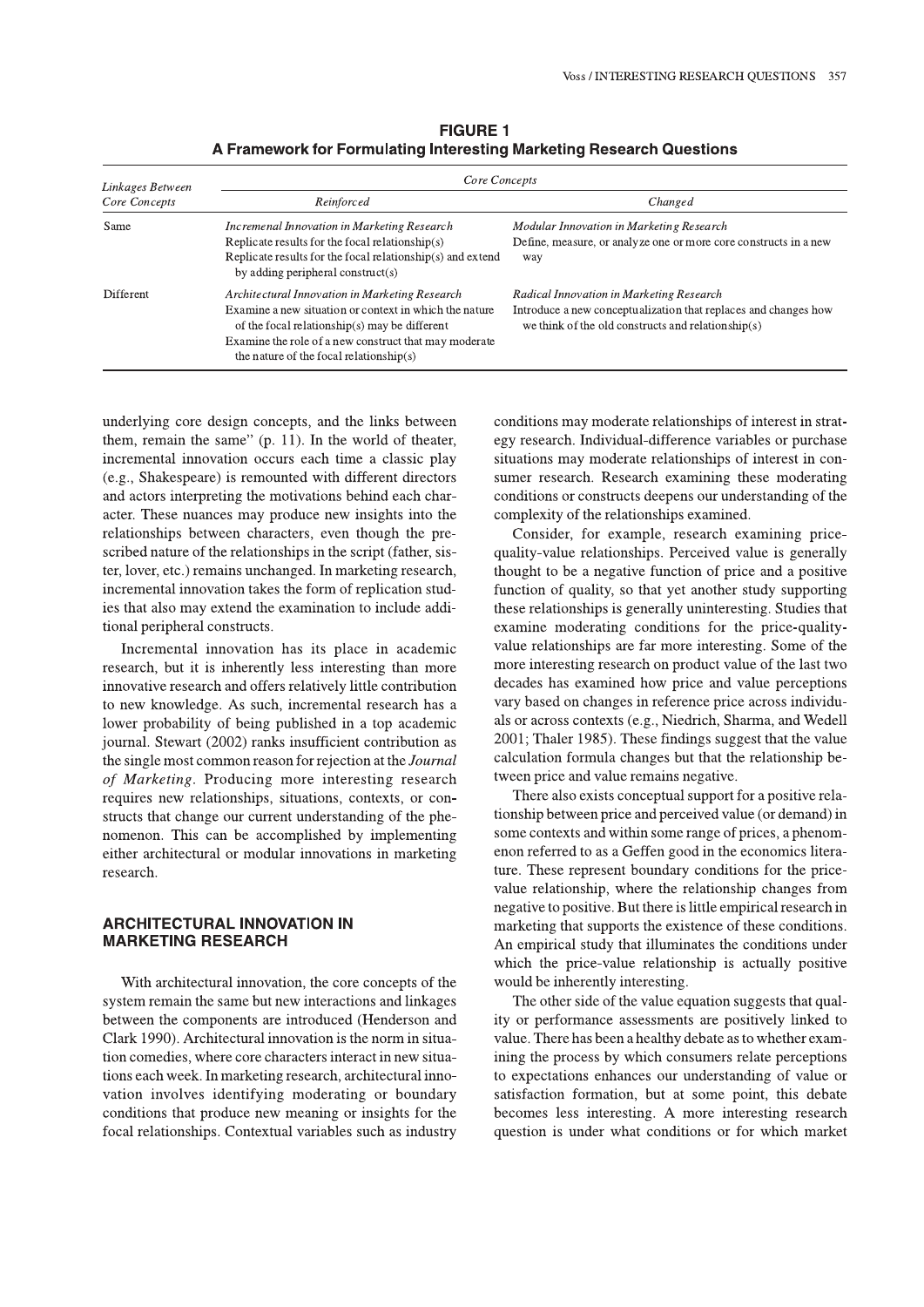**FIGURE 1**
**A Framework for Formulating Interesting Marketing Research Questions**

| Linkages Between Core Concepts | Core Concepts | |
|---|---|---|
| | *Reinforced* | *Changed* |
| Same | *Incremenal Innovation in Marketing Research*<br>Replicate results for the focal relationship(s)<br>Replicate results for the focal relationship(s) and extend by adding peripheral construct(s) | *Modular Innovation in Marketing Research*<br>Define, measure, or analyze one or more core constructs in a new way |
| Different | *Architectural Innovation in Marketing Research*<br>Examine a new situation or context in which the nature of the focal relationship(s) may be different<br>Examine the role of a new construct that may moderate the nature of the focal relationship(s) | *Radical Innovation in Marketing Research*<br>Introduce a new conceptualization that replaces and changes how we think of the old constructs and relationship(s) |

underlying core design concepts, and the links between them, remain the same" (p. 11). In the world of theater, incremental innovation occurs each time a classic play (e.g., Shakespeare) is remounted with different directors and actors interpreting the motivations behind each character. These nuances may produce new insights into the relationships between characters, even though the prescribed nature of the relationships in the script (father, sister, lover, etc.) remains unchanged. In marketing research, incremental innovation takes the form of replication studies that also may extend the examination to include additional peripheral constructs.

Incremental innovation has its place in academic research, but it is inherently less interesting than more innovative research and offers relatively little contribution to new knowledge. As such, incremental research has a lower probability of being published in a top academic journal. Stewart (2002) ranks insufficient contribution as the single most common reason for rejection at the *Journal of Marketing*. Producing more interesting research requires new relationships, situations, contexts, or constructs that change our current understanding of the phenomenon. This can be accomplished by implementing either architectural or modular innovations in marketing research.

## ARCHITECTURAL INNOVATION IN MARKETING RESEARCH

With architectural innovation, the core concepts of the system remain the same but new interactions and linkages between the components are introduced (Henderson and Clark 1990). Architectural innovation is the norm in situation comedies, where core characters interact in new situations each week. In marketing research, architectural innovation involves identifying moderating or boundary conditions that produce new meaning or insights for the focal relationships. Contextual variables such as industry conditions may moderate relationships of interest in strategy research. Individual-difference variables or purchase situations may moderate relationships of interest in consumer research. Research examining these moderating conditions or constructs deepens our understanding of the complexity of the relationships examined.

Consider, for example, research examining price-quality-value relationships. Perceived value is generally thought to be a negative function of price and a positive function of quality, so that yet another study supporting these relationships is generally uninteresting. Studies that examine moderating conditions for the price-quality-value relationships are far more interesting. Some of the more interesting research on product value of the last two decades has examined how price and value perceptions vary based on changes in reference price across individuals or across contexts (e.g., Niedrich, Sharma, and Wedell 2001; Thaler 1985). These findings suggest that the value calculation formula changes but that the relationship between price and value remains negative.

There also exists conceptual support for a positive relationship between price and perceived value (or demand) in some contexts and within some range of prices, a phenomenon referred to as a Geffen good in the economics literature. These represent boundary conditions for the price-value relationship, where the relationship changes from negative to positive. But there is little empirical research in marketing that supports the existence of these conditions. An empirical study that illuminates the conditions under which the price-value relationship is actually positive would be inherently interesting.

The other side of the value equation suggests that quality or performance assessments are positively linked to value. There has been a healthy debate as to whether examining the process by which consumers relate perceptions to expectations enhances our understanding of value or satisfaction formation, but at some point, this debate becomes less interesting. A more interesting research question is under what conditions or for which market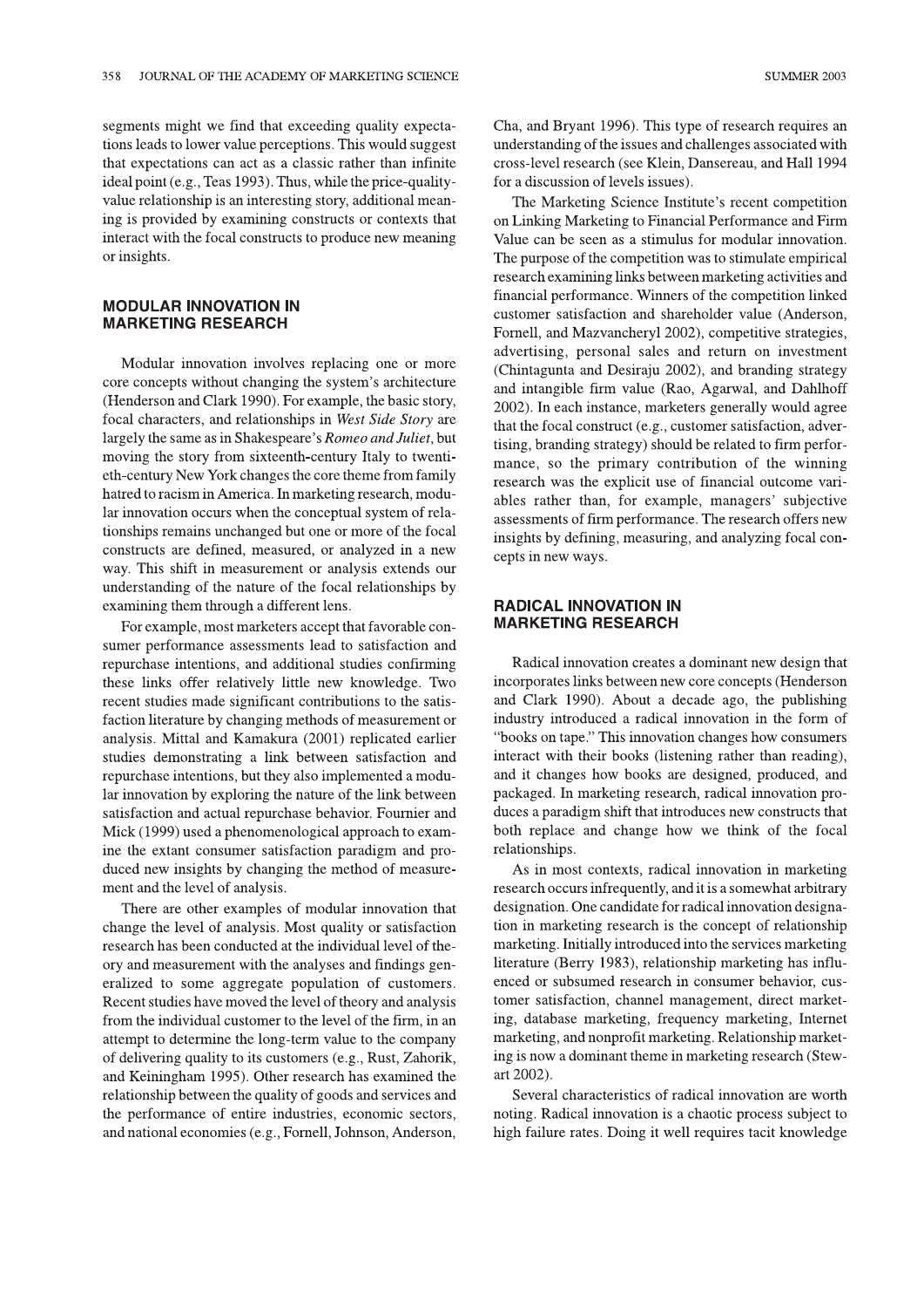segments might we find that exceeding quality expectations leads to lower value perceptions. This would suggest that expectations can act as a classic rather than infinite ideal point (e.g., Teas 1993). Thus, while the price-quality-value relationship is an interesting story, additional meaning is provided by examining constructs or contexts that interact with the focal constructs to produce new meaning or insights.

## MODULAR INNOVATION IN MARKETING RESEARCH

Modular innovation involves replacing one or more core concepts without changing the system's architecture (Henderson and Clark 1990). For example, the basic story, focal characters, and relationships in *West Side Story* are largely the same as in Shakespeare's *Romeo and Juliet*, but moving the story from sixteenth-century Italy to twentieth-century New York changes the core theme from family hatred to racism in America. In marketing research, modular innovation occurs when the conceptual system of relationships remains unchanged but one or more of the focal constructs are defined, measured, or analyzed in a new way. This shift in measurement or analysis extends our understanding of the nature of the focal relationships by examining them through a different lens.

For example, most marketers accept that favorable consumer performance assessments lead to satisfaction and repurchase intentions, and additional studies confirming these links offer relatively little new knowledge. Two recent studies made significant contributions to the satisfaction literature by changing methods of measurement or analysis. Mittal and Kamakura (2001) replicated earlier studies demonstrating a link between satisfaction and repurchase intentions, but they also implemented a modular innovation by exploring the nature of the link between satisfaction and actual repurchase behavior. Fournier and Mick (1999) used a phenomenological approach to examine the extant consumer satisfaction paradigm and produced new insights by changing the method of measurement and the level of analysis.

There are other examples of modular innovation that change the level of analysis. Most quality or satisfaction research has been conducted at the individual level of theory and measurement with the analyses and findings generalized to some aggregate population of customers. Recent studies have moved the level of theory and analysis from the individual customer to the level of the firm, in an attempt to determine the long-term value to the company of delivering quality to its customers (e.g., Rust, Zahorik, and Keiningham 1995). Other research has examined the relationship between the quality of goods and services and the performance of entire industries, economic sectors, and national economies (e.g., Fornell, Johnson, Anderson, Cha, and Bryant 1996). This type of research requires an understanding of the issues and challenges associated with cross-level research (see Klein, Dansereau, and Hall 1994 for a discussion of levels issues).

The Marketing Science Institute's recent competition on Linking Marketing to Financial Performance and Firm Value can be seen as a stimulus for modular innovation. The purpose of the competition was to stimulate empirical research examining links between marketing activities and financial performance. Winners of the competition linked customer satisfaction and shareholder value (Anderson, Fornell, and Mazvancheryl 2002), competitive strategies, advertising, personal sales and return on investment (Chintagunta and Desiraju 2002), and branding strategy and intangible firm value (Rao, Agarwal, and Dahlhoff 2002). In each instance, marketers generally would agree that the focal construct (e.g., customer satisfaction, advertising, branding strategy) should be related to firm performance, so the primary contribution of the winning research was the explicit use of financial outcome variables rather than, for example, managers' subjective assessments of firm performance. The research offers new insights by defining, measuring, and analyzing focal concepts in new ways.

## RADICAL INNOVATION IN MARKETING RESEARCH

Radical innovation creates a dominant new design that incorporates links between new core concepts (Henderson and Clark 1990). About a decade ago, the publishing industry introduced a radical innovation in the form of "books on tape." This innovation changes how consumers interact with their books (listening rather than reading), and it changes how books are designed, produced, and packaged. In marketing research, radical innovation produces a paradigm shift that introduces new constructs that both replace and change how we think of the focal relationships.

As in most contexts, radical innovation in marketing research occurs infrequently, and it is a somewhat arbitrary designation. One candidate for radical innovation designation in marketing research is the concept of relationship marketing. Initially introduced into the services marketing literature (Berry 1983), relationship marketing has influenced or subsumed research in consumer behavior, customer satisfaction, channel management, direct marketing, database marketing, frequency marketing, Internet marketing, and nonprofit marketing. Relationship marketing is now a dominant theme in marketing research (Stewart 2002).

Several characteristics of radical innovation are worth noting. Radical innovation is a chaotic process subject to high failure rates. Doing it well requires tacit knowledge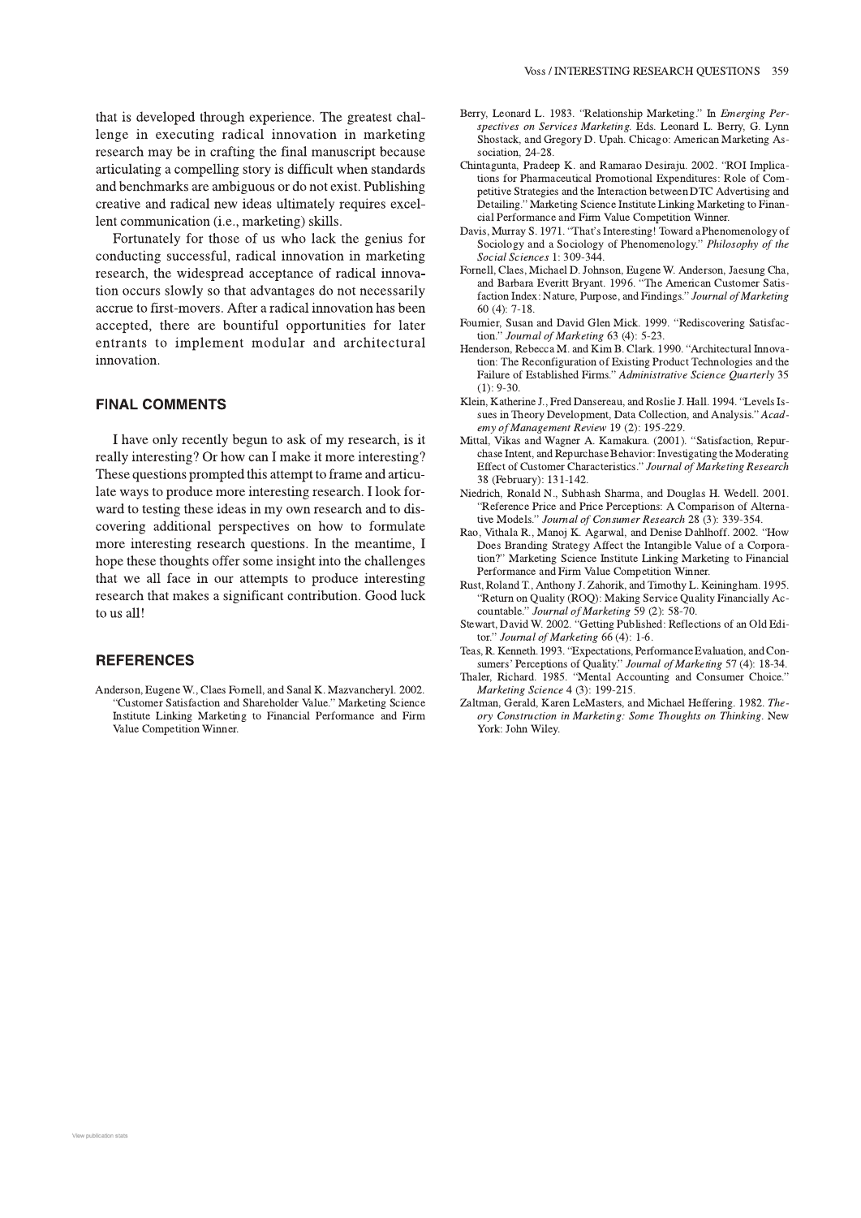that is developed through experience. The greatest challenge in executing radical innovation in marketing research may be in crafting the final manuscript because articulating a compelling story is difficult when standards and benchmarks are ambiguous or do not exist. Publishing creative and radical new ideas ultimately requires excellent communication (i.e., marketing) skills.

Fortunately for those of us who lack the genius for conducting successful, radical innovation in marketing research, the widespread acceptance of radical innovation occurs slowly so that advantages do not necessarily accrue to first-movers. After a radical innovation has been accepted, there are bountiful opportunities for later entrants to implement modular and architectural innovation.

## FINAL COMMENTS

I have only recently begun to ask of my research, is it really interesting? Or how can I make it more interesting? These questions prompted this attempt to frame and articulate ways to produce more interesting research. I look forward to testing these ideas in my own research and to discovering additional perspectives on how to formulate more interesting research questions. In the meantime, I hope these thoughts offer some insight into the challenges that we all face in our attempts to produce interesting research that makes a significant contribution. Good luck to us all!

## REFERENCES

Anderson, Eugene W., Claes Fornell, and Sanal K. Mazvancheryl. 2002. "Customer Satisfaction and Shareholder Value." Marketing Science Institute Linking Marketing to Financial Performance and Firm Value Competition Winner.

Berry, Leonard L. 1983. "Relationship Marketing." In *Emerging Perspectives on Services Marketing*. Eds. Leonard L. Berry, G. Lynn Shostack, and Gregory D. Upah. Chicago: American Marketing Association, 24-28.

Chintagunta, Pradeep K. and Ramarao Desiraju. 2002. "ROI Implications for Pharmaceutical Promotional Expenditures: Role of Competitive Strategies and the Interaction between DTC Advertising and Detailing." Marketing Science Institute Linking Marketing to Financial Performance and Firm Value Competition Winner.

Davis, Murray S. 1971. "That's Interesting! Toward a Phenomenology of Sociology and a Sociology of Phenomenology." *Philosophy of the Social Sciences* 1: 309-344.

Fornell, Claes, Michael D. Johnson, Eugene W. Anderson, Jaesung Cha, and Barbara Everitt Bryant. 1996. "The American Customer Satisfaction Index: Nature, Purpose, and Findings." *Journal of Marketing* 60 (4): 7-18.

Fournier, Susan and David Glen Mick. 1999. "Rediscovering Satisfaction." *Journal of Marketing* 63 (4): 5-23.

Henderson, Rebecca M. and Kim B. Clark. 1990. "Architectural Innovation: The Reconfiguration of Existing Product Technologies and the Failure of Established Firms." *Administrative Science Quarterly* 35 (1): 9-30.

Klein, Katherine J., Fred Dansereau, and Roslie J. Hall. 1994. "Levels Issues in Theory Development, Data Collection, and Analysis." *Academy of Management Review* 19 (2): 195-229.

Mittal, Vikas and Wagner A. Kamakura. (2001). "Satisfaction, Repurchase Intent, and Repurchase Behavior: Investigating the Moderating Effect of Customer Characteristics." *Journal of Marketing Research* 38 (February): 131-142.

Niedrich, Ronald N., Subhash Sharma, and Douglas H. Wedell. 2001. "Reference Price and Price Perceptions: A Comparison of Alternative Models." *Journal of Consumer Research* 28 (3): 339-354.

Rao, Vithala R., Manoj K. Agarwal, and Denise Dahlhoff. 2002. "How Does Branding Strategy Affect the Intangible Value of a Corporation?" Marketing Science Institute Linking Marketing to Financial Performance and Firm Value Competition Winner.

Rust, Roland T., Anthony J. Zahorik, and Timothy L. Keiningham. 1995. "Return on Quality (ROQ): Making Service Quality Financially Accountable." *Journal of Marketing* 59 (2): 58-70.

Stewart, David W. 2002. "Getting Published: Reflections of an Old Editor." *Journal of Marketing* 66 (4): 1-6.

Teas, R. Kenneth. 1993. "Expectations, Performance Evaluation, and Consumers' Perceptions of Quality." *Journal of Marketing* 57 (4): 18-34.

Thaler, Richard. 1985. "Mental Accounting and Consumer Choice." *Marketing Science* 4 (3): 199-215.

Zaltman, Gerald, Karen LeMasters, and Michael Heffering. 1982. *Theory Construction in Marketing: Some Thoughts on Thinking*. New York: John Wiley.